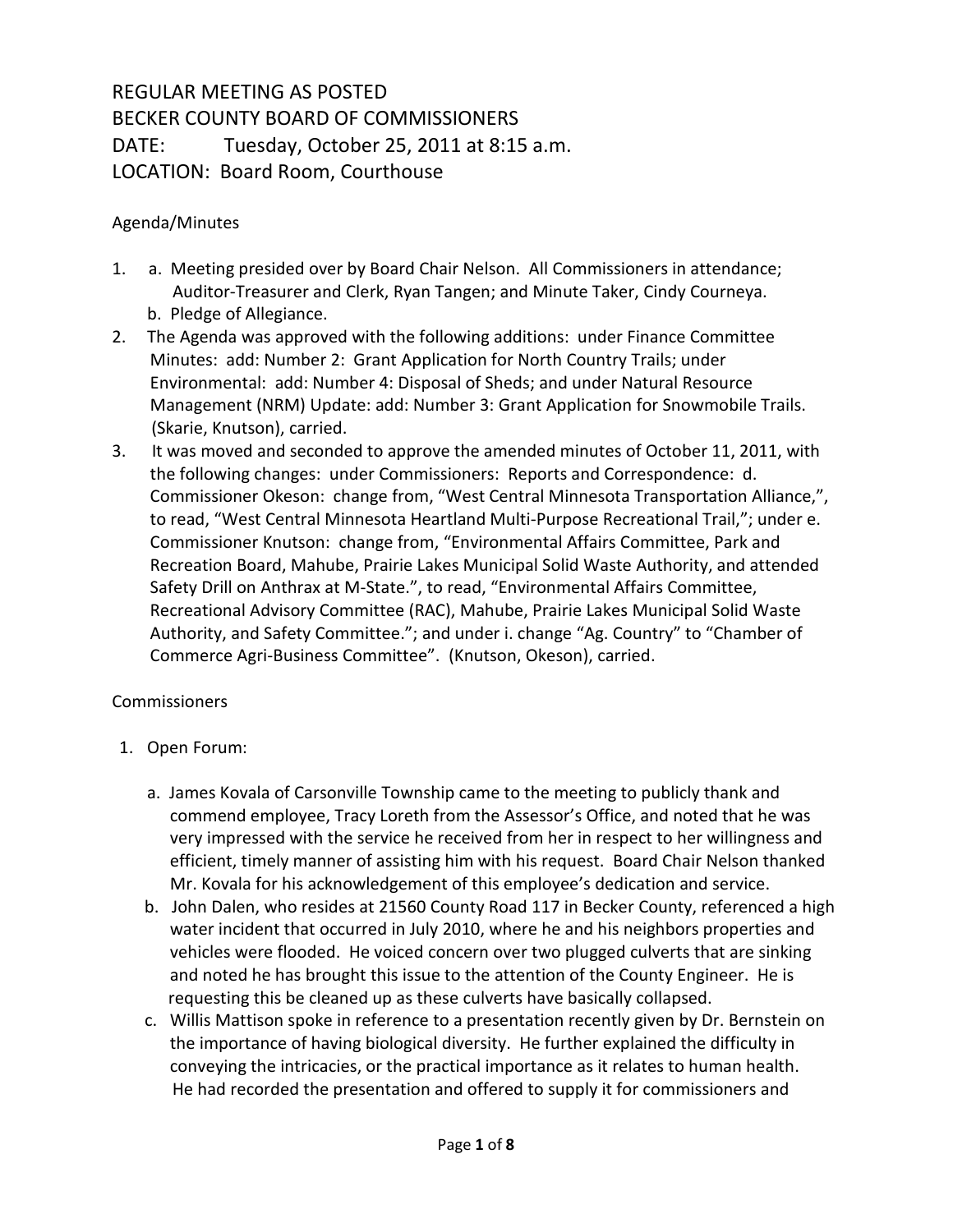# REGULAR MEETING AS POSTED
# BECKER COUNTY BOARD OF COMMISSIONERS
# DATE: Tuesday, October 25, 2011 at 8:15 a.m.
# LOCATION: Board Room, Courthouse

Agenda/Minutes

1. a. Meeting presided over by Board Chair Nelson. All Commissioners in attendance; Auditor-Treasurer and Clerk, Ryan Tangen; and Minute Taker, Cindy Courneya.
   b. Pledge of Allegiance.
2. The Agenda was approved with the following additions: under Finance Committee Minutes: add: Number 2: Grant Application for North Country Trails; under Environmental: add: Number 4: Disposal of Sheds; and under Natural Resource Management (NRM) Update: add: Number 3: Grant Application for Snowmobile Trails. (Skarie, Knutson), carried.
3. It was moved and seconded to approve the amended minutes of October 11, 2011, with the following changes: under Commissioners: Reports and Correspondence: d. Commissioner Okeson: change from, "West Central Minnesota Transportation Alliance,", to read, "West Central Minnesota Heartland Multi-Purpose Recreational Trail,"; under e. Commissioner Knutson: change from, "Environmental Affairs Committee, Park and Recreation Board, Mahube, Prairie Lakes Municipal Solid Waste Authority, and attended Safety Drill on Anthrax at M-State.", to read, "Environmental Affairs Committee, Recreational Advisory Committee (RAC), Mahube, Prairie Lakes Municipal Solid Waste Authority, and Safety Committee."; and under i. change "Ag. Country" to "Chamber of Commerce Agri-Business Committee". (Knutson, Okeson), carried.

Commissioners

1. Open Forum:
   a. James Kovala of Carsonville Township came to the meeting to publicly thank and commend employee, Tracy Loreth from the Assessor's Office, and noted that he was very impressed with the service he received from her in respect to her willingness and efficient, timely manner of assisting him with his request. Board Chair Nelson thanked Mr. Kovala for his acknowledgement of this employee's dedication and service.
   b. John Dalen, who resides at 21560 County Road 117 in Becker County, referenced a high water incident that occurred in July 2010, where he and his neighbors properties and vehicles were flooded. He voiced concern over two plugged culverts that are sinking and noted he has brought this issue to the attention of the County Engineer. He is requesting this be cleaned up as these culverts have basically collapsed.
   c. Willis Mattison spoke in reference to a presentation recently given by Dr. Bernstein on the importance of having biological diversity. He further explained the difficulty in conveying the intricacies, or the practical importance as it relates to human health. He had recorded the presentation and offered to supply it for commissioners and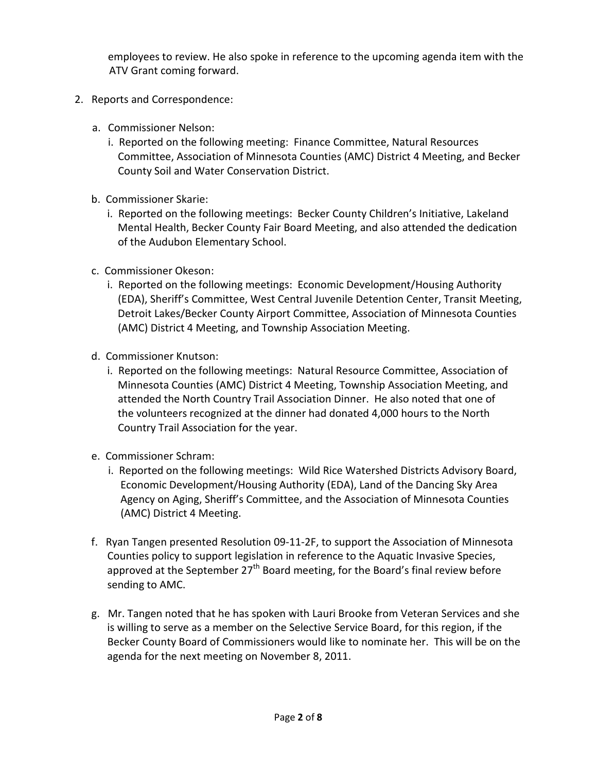employees to review. He also spoke in reference to the upcoming agenda item with the ATV Grant coming forward.

2. Reports and Correspondence:

   a. Commissioner Nelson:
      i. Reported on the following meeting: Finance Committee, Natural Resources Committee, Association of Minnesota Counties (AMC) District 4 Meeting, and Becker County Soil and Water Conservation District.

   b. Commissioner Skarie:
      i. Reported on the following meetings: Becker County Children's Initiative, Lakeland Mental Health, Becker County Fair Board Meeting, and also attended the dedication of the Audubon Elementary School.

   c. Commissioner Okeson:
      i. Reported on the following meetings: Economic Development/Housing Authority (EDA), Sheriff's Committee, West Central Juvenile Detention Center, Transit Meeting, Detroit Lakes/Becker County Airport Committee, Association of Minnesota Counties (AMC) District 4 Meeting, and Township Association Meeting.

   d. Commissioner Knutson:
      i. Reported on the following meetings: Natural Resource Committee, Association of Minnesota Counties (AMC) District 4 Meeting, Township Association Meeting, and attended the North Country Trail Association Dinner. He also noted that one of the volunteers recognized at the dinner had donated 4,000 hours to the North Country Trail Association for the year.

   e. Commissioner Schram:
      i. Reported on the following meetings: Wild Rice Watershed Districts Advisory Board, Economic Development/Housing Authority (EDA), Land of the Dancing Sky Area Agency on Aging, Sheriff's Committee, and the Association of Minnesota Counties (AMC) District 4 Meeting.

   f. Ryan Tangen presented Resolution 09-11-2F, to support the Association of Minnesota Counties policy to support legislation in reference to the Aquatic Invasive Species, approved at the September 27th Board meeting, for the Board's final review before sending to AMC.

   g. Mr. Tangen noted that he has spoken with Lauri Brooke from Veteran Services and she is willing to serve as a member on the Selective Service Board, for this region, if the Becker County Board of Commissioners would like to nominate her. This will be on the agenda for the next meeting on November 8, 2011.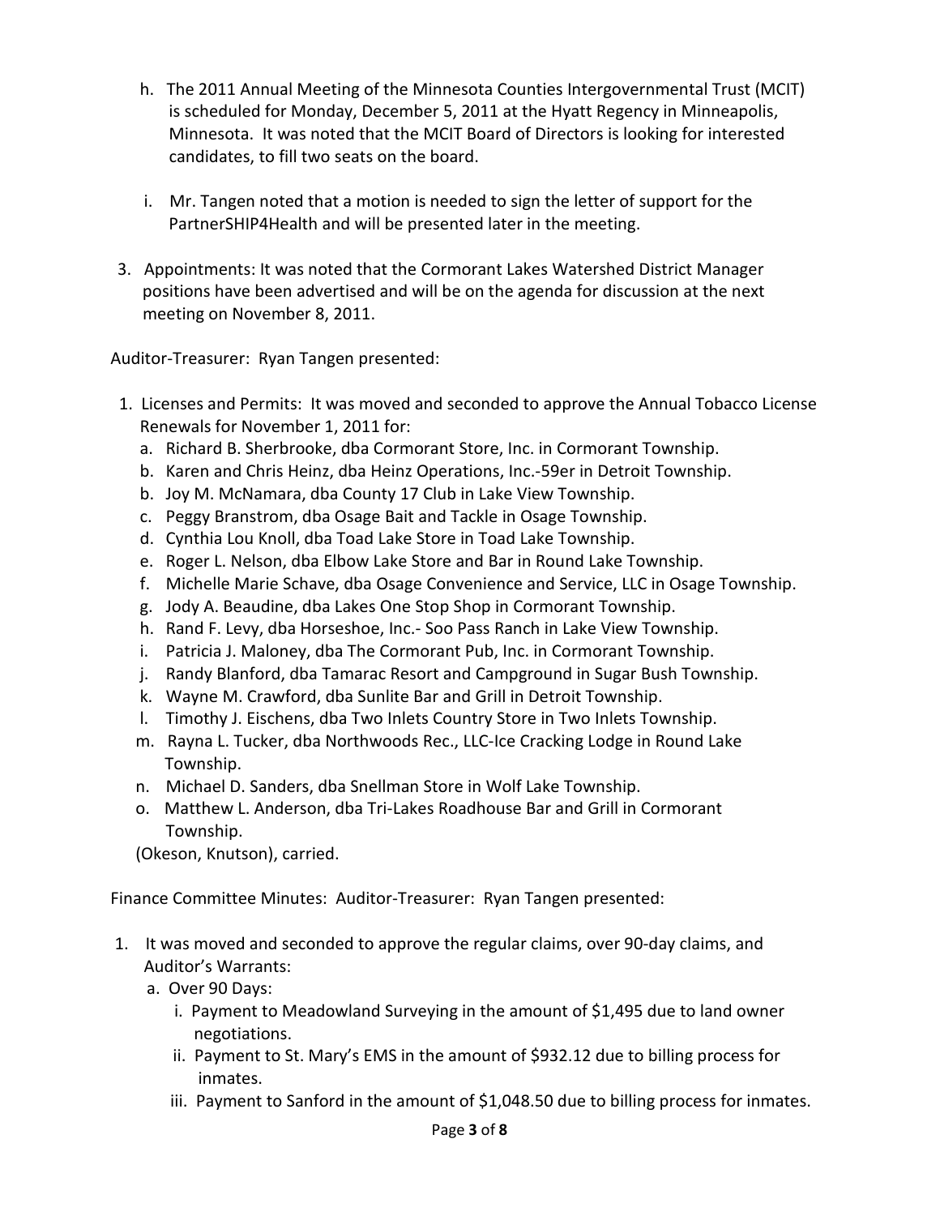h. The 2011 Annual Meeting of the Minnesota Counties Intergovernmental Trust (MCIT) is scheduled for Monday, December 5, 2011 at the Hyatt Regency in Minneapolis, Minnesota. It was noted that the MCIT Board of Directors is looking for interested candidates, to fill two seats on the board.

i. Mr. Tangen noted that a motion is needed to sign the letter of support for the PartnerSHIP4Health and will be presented later in the meeting.

3. Appointments: It was noted that the Cormorant Lakes Watershed District Manager positions have been advertised and will be on the agenda for discussion at the next meeting on November 8, 2011.

Auditor-Treasurer: Ryan Tangen presented:

1. Licenses and Permits: It was moved and seconded to approve the Annual Tobacco License Renewals for November 1, 2011 for:
   a. Richard B. Sherbrooke, dba Cormorant Store, Inc. in Cormorant Township.
   b. Karen and Chris Heinz, dba Heinz Operations, Inc.-59er in Detroit Township.
   b. Joy M. McNamara, dba County 17 Club in Lake View Township.
   c. Peggy Branstrom, dba Osage Bait and Tackle in Osage Township.
   d. Cynthia Lou Knoll, dba Toad Lake Store in Toad Lake Township.
   e. Roger L. Nelson, dba Elbow Lake Store and Bar in Round Lake Township.
   f. Michelle Marie Schave, dba Osage Convenience and Service, LLC in Osage Township.
   g. Jody A. Beaudine, dba Lakes One Stop Shop in Cormorant Township.
   h. Rand F. Levy, dba Horseshoe, Inc.- Soo Pass Ranch in Lake View Township.
   i. Patricia J. Maloney, dba The Cormorant Pub, Inc. in Cormorant Township.
   j. Randy Blanford, dba Tamarac Resort and Campground in Sugar Bush Township.
   k. Wayne M. Crawford, dba Sunlite Bar and Grill in Detroit Township.
   l. Timothy J. Eischens, dba Two Inlets Country Store in Two Inlets Township.
   m. Rayna L. Tucker, dba Northwoods Rec., LLC-Ice Cracking Lodge in Round Lake Township.
   n. Michael D. Sanders, dba Snellman Store in Wolf Lake Township.
   o. Matthew L. Anderson, dba Tri-Lakes Roadhouse Bar and Grill in Cormorant Township.

   (Okeson, Knutson), carried.

Finance Committee Minutes: Auditor-Treasurer: Ryan Tangen presented:

1. It was moved and seconded to approve the regular claims, over 90-day claims, and Auditor's Warrants:
   a. Over 90 Days:
      i. Payment to Meadowland Surveying in the amount of $1,495 due to land owner negotiations.
      ii. Payment to St. Mary's EMS in the amount of $932.12 due to billing process for inmates.
      iii. Payment to Sanford in the amount of $1,048.50 due to billing process for inmates.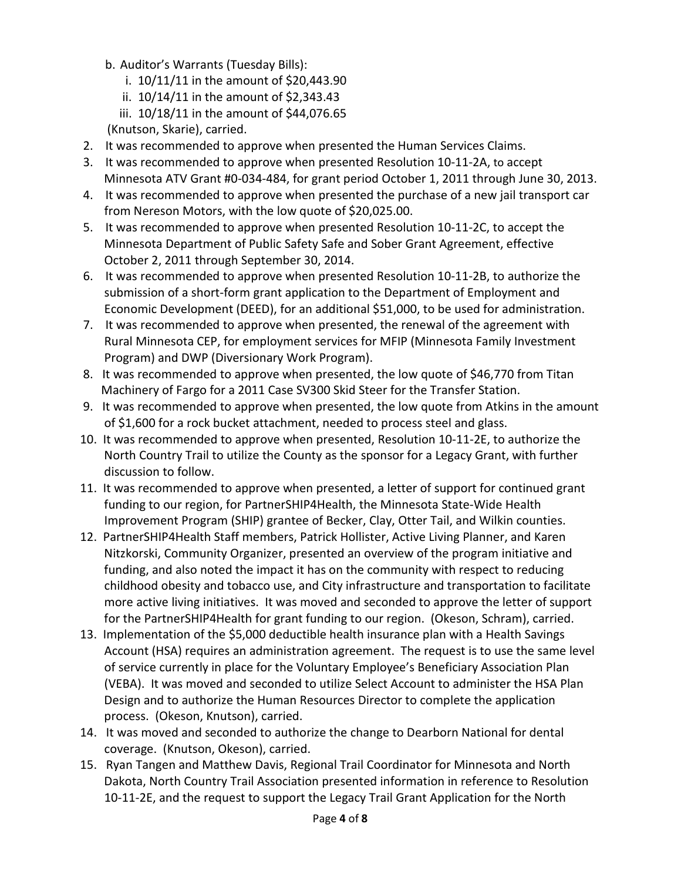b. Auditor's Warrants (Tuesday Bills):
   i. 10/11/11 in the amount of $20,443.90
   ii. 10/14/11 in the amount of $2,343.43
   iii. 10/18/11 in the amount of $44,076.65

(Knutson, Skarie), carried.

2. It was recommended to approve when presented the Human Services Claims.
3. It was recommended to approve when presented Resolution 10-11-2A, to accept Minnesota ATV Grant #0-034-484, for grant period October 1, 2011 through June 30, 2013.
4. It was recommended to approve when presented the purchase of a new jail transport car from Nereson Motors, with the low quote of $20,025.00.
5. It was recommended to approve when presented Resolution 10-11-2C, to accept the Minnesota Department of Public Safety Safe and Sober Grant Agreement, effective October 2, 2011 through September 30, 2014.
6. It was recommended to approve when presented Resolution 10-11-2B, to authorize the submission of a short-form grant application to the Department of Employment and Economic Development (DEED), for an additional $51,000, to be used for administration.
7. It was recommended to approve when presented, the renewal of the agreement with Rural Minnesota CEP, for employment services for MFIP (Minnesota Family Investment Program) and DWP (Diversionary Work Program).
8. It was recommended to approve when presented, the low quote of $46,770 from Titan Machinery of Fargo for a 2011 Case SV300 Skid Steer for the Transfer Station.
9. It was recommended to approve when presented, the low quote from Atkins in the amount of $1,600 for a rock bucket attachment, needed to process steel and glass.
10. It was recommended to approve when presented, Resolution 10-11-2E, to authorize the North Country Trail to utilize the County as the sponsor for a Legacy Grant, with further discussion to follow.
11. It was recommended to approve when presented, a letter of support for continued grant funding to our region, for PartnerSHIP4Health, the Minnesota State-Wide Health Improvement Program (SHIP) grantee of Becker, Clay, Otter Tail, and Wilkin counties.
12. PartnerSHIP4Health Staff members, Patrick Hollister, Active Living Planner, and Karen Nitzkorski, Community Organizer, presented an overview of the program initiative and funding, and also noted the impact it has on the community with respect to reducing childhood obesity and tobacco use, and City infrastructure and transportation to facilitate more active living initiatives. It was moved and seconded to approve the letter of support for the PartnerSHIP4Health for grant funding to our region. (Okeson, Schram), carried.
13. Implementation of the $5,000 deductible health insurance plan with a Health Savings Account (HSA) requires an administration agreement. The request is to use the same level of service currently in place for the Voluntary Employee's Beneficiary Association Plan (VEBA). It was moved and seconded to utilize Select Account to administer the HSA Plan Design and to authorize the Human Resources Director to complete the application process. (Okeson, Knutson), carried.
14. It was moved and seconded to authorize the change to Dearborn National for dental coverage. (Knutson, Okeson), carried.
15. Ryan Tangen and Matthew Davis, Regional Trail Coordinator for Minnesota and North Dakota, North Country Trail Association presented information in reference to Resolution 10-11-2E, and the request to support the Legacy Trail Grant Application for the North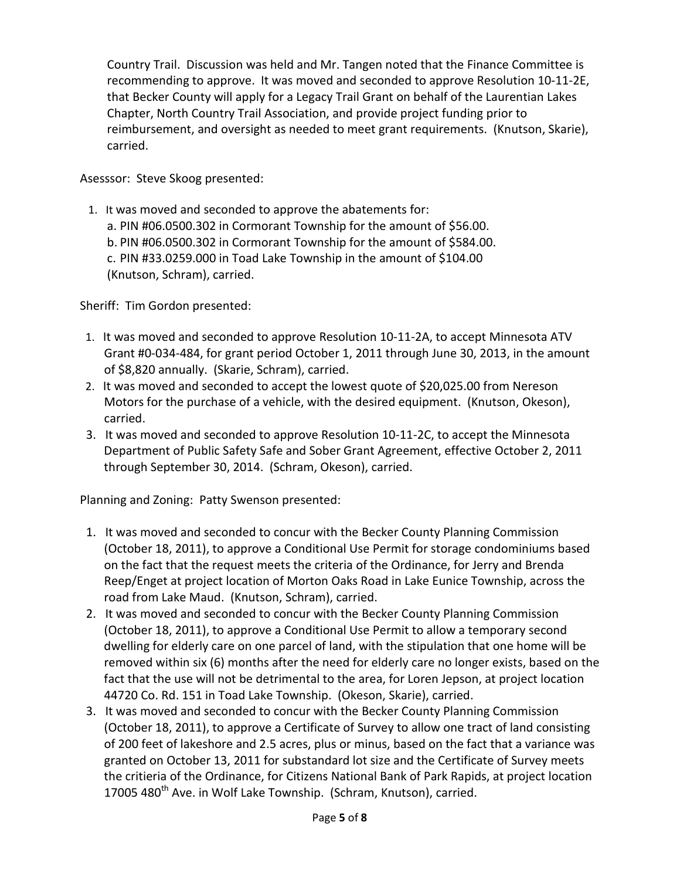Country Trail. Discussion was held and Mr. Tangen noted that the Finance Committee is recommending to approve. It was moved and seconded to approve Resolution 10-11-2E, that Becker County will apply for a Legacy Trail Grant on behalf of the Laurentian Lakes Chapter, North Country Trail Association, and provide project funding prior to reimbursement, and oversight as needed to meet grant requirements. (Knutson, Skarie), carried.

Asesssor: Steve Skoog presented:

1. It was moved and seconded to approve the abatements for:
   a. PIN #06.0500.302 in Cormorant Township for the amount of $56.00.
   b. PIN #06.0500.302 in Cormorant Township for the amount of $584.00.
   c. PIN #33.0259.000 in Toad Lake Township in the amount of $104.00
   (Knutson, Schram), carried.

Sheriff: Tim Gordon presented:

1. It was moved and seconded to approve Resolution 10-11-2A, to accept Minnesota ATV Grant #0-034-484, for grant period October 1, 2011 through June 30, 2013, in the amount of $8,820 annually. (Skarie, Schram), carried.
2. It was moved and seconded to accept the lowest quote of $20,025.00 from Nereson Motors for the purchase of a vehicle, with the desired equipment. (Knutson, Okeson), carried.
3. It was moved and seconded to approve Resolution 10-11-2C, to accept the Minnesota Department of Public Safety Safe and Sober Grant Agreement, effective October 2, 2011 through September 30, 2014. (Schram, Okeson), carried.

Planning and Zoning: Patty Swenson presented:

1. It was moved and seconded to concur with the Becker County Planning Commission (October 18, 2011), to approve a Conditional Use Permit for storage condominiums based on the fact that the request meets the criteria of the Ordinance, for Jerry and Brenda Reep/Enget at project location of Morton Oaks Road in Lake Eunice Township, across the road from Lake Maud. (Knutson, Schram), carried.
2. It was moved and seconded to concur with the Becker County Planning Commission (October 18, 2011), to approve a Conditional Use Permit to allow a temporary second dwelling for elderly care on one parcel of land, with the stipulation that one home will be removed within six (6) months after the need for elderly care no longer exists, based on the fact that the use will not be detrimental to the area, for Loren Jepson, at project location 44720 Co. Rd. 151 in Toad Lake Township. (Okeson, Skarie), carried.
3. It was moved and seconded to concur with the Becker County Planning Commission (October 18, 2011), to approve a Certificate of Survey to allow one tract of land consisting of 200 feet of lakeshore and 2.5 acres, plus or minus, based on the fact that a variance was granted on October 13, 2011 for substandard lot size and the Certificate of Survey meets the critieria of the Ordinance, for Citizens National Bank of Park Rapids, at project location 17005 480th Ave. in Wolf Lake Township. (Schram, Knutson), carried.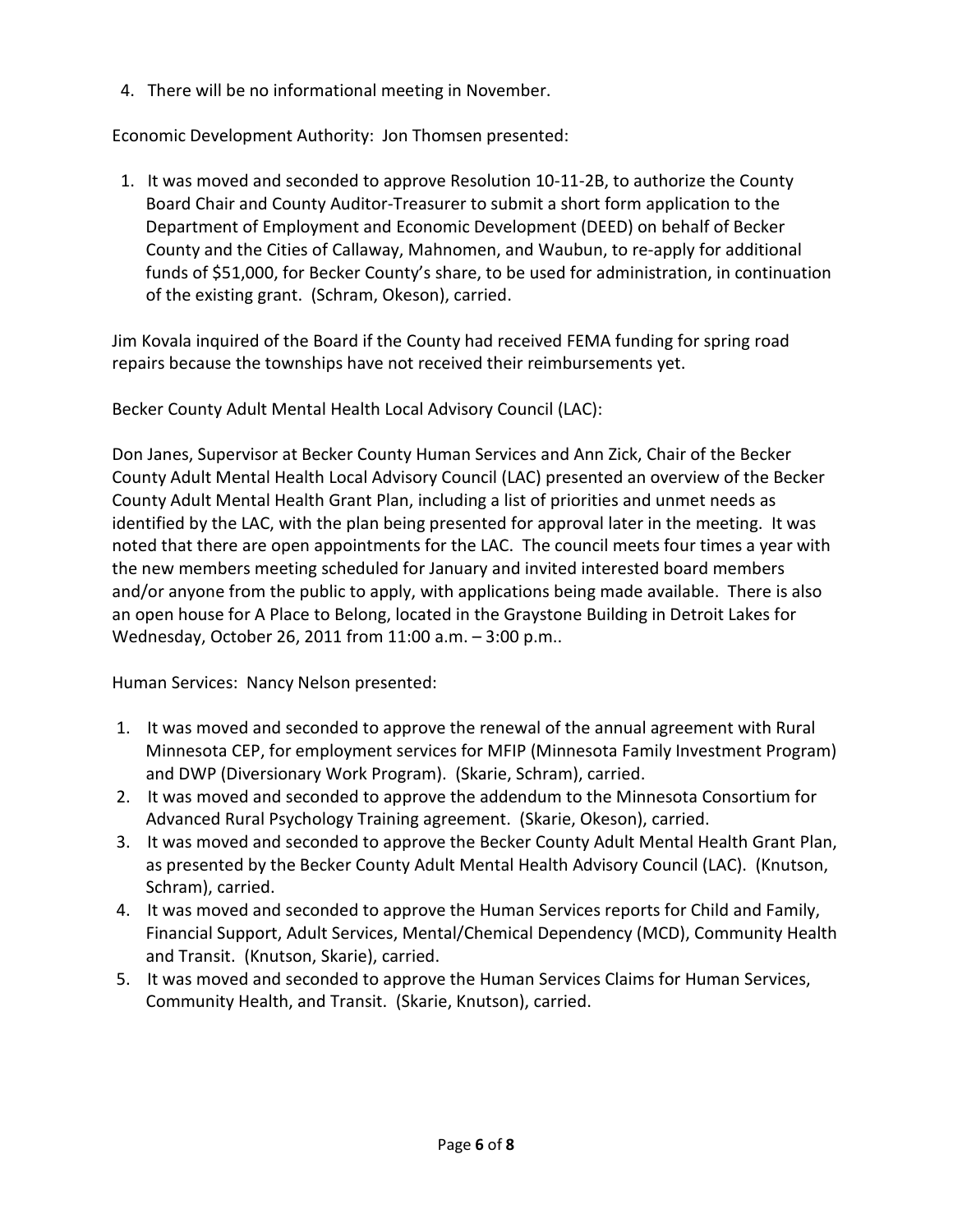4. There will be no informational meeting in November.

Economic Development Authority: Jon Thomsen presented:

1. It was moved and seconded to approve Resolution 10-11-2B, to authorize the County Board Chair and County Auditor-Treasurer to submit a short form application to the Department of Employment and Economic Development (DEED) on behalf of Becker County and the Cities of Callaway, Mahnomen, and Waubun, to re-apply for additional funds of $51,000, for Becker County's share, to be used for administration, in continuation of the existing grant. (Schram, Okeson), carried.

Jim Kovala inquired of the Board if the County had received FEMA funding for spring road repairs because the townships have not received their reimbursements yet.

Becker County Adult Mental Health Local Advisory Council (LAC):

Don Janes, Supervisor at Becker County Human Services and Ann Zick, Chair of the Becker County Adult Mental Health Local Advisory Council (LAC) presented an overview of the Becker County Adult Mental Health Grant Plan, including a list of priorities and unmet needs as identified by the LAC, with the plan being presented for approval later in the meeting. It was noted that there are open appointments for the LAC. The council meets four times a year with the new members meeting scheduled for January and invited interested board members and/or anyone from the public to apply, with applications being made available. There is also an open house for A Place to Belong, located in the Graystone Building in Detroit Lakes for Wednesday, October 26, 2011 from 11:00 a.m. – 3:00 p.m..

Human Services: Nancy Nelson presented:

1. It was moved and seconded to approve the renewal of the annual agreement with Rural Minnesota CEP, for employment services for MFIP (Minnesota Family Investment Program) and DWP (Diversionary Work Program). (Skarie, Schram), carried.
2. It was moved and seconded to approve the addendum to the Minnesota Consortium for Advanced Rural Psychology Training agreement. (Skarie, Okeson), carried.
3. It was moved and seconded to approve the Becker County Adult Mental Health Grant Plan, as presented by the Becker County Adult Mental Health Advisory Council (LAC). (Knutson, Schram), carried.
4. It was moved and seconded to approve the Human Services reports for Child and Family, Financial Support, Adult Services, Mental/Chemical Dependency (MCD), Community Health and Transit. (Knutson, Skarie), carried.
5. It was moved and seconded to approve the Human Services Claims for Human Services, Community Health, and Transit. (Skarie, Knutson), carried.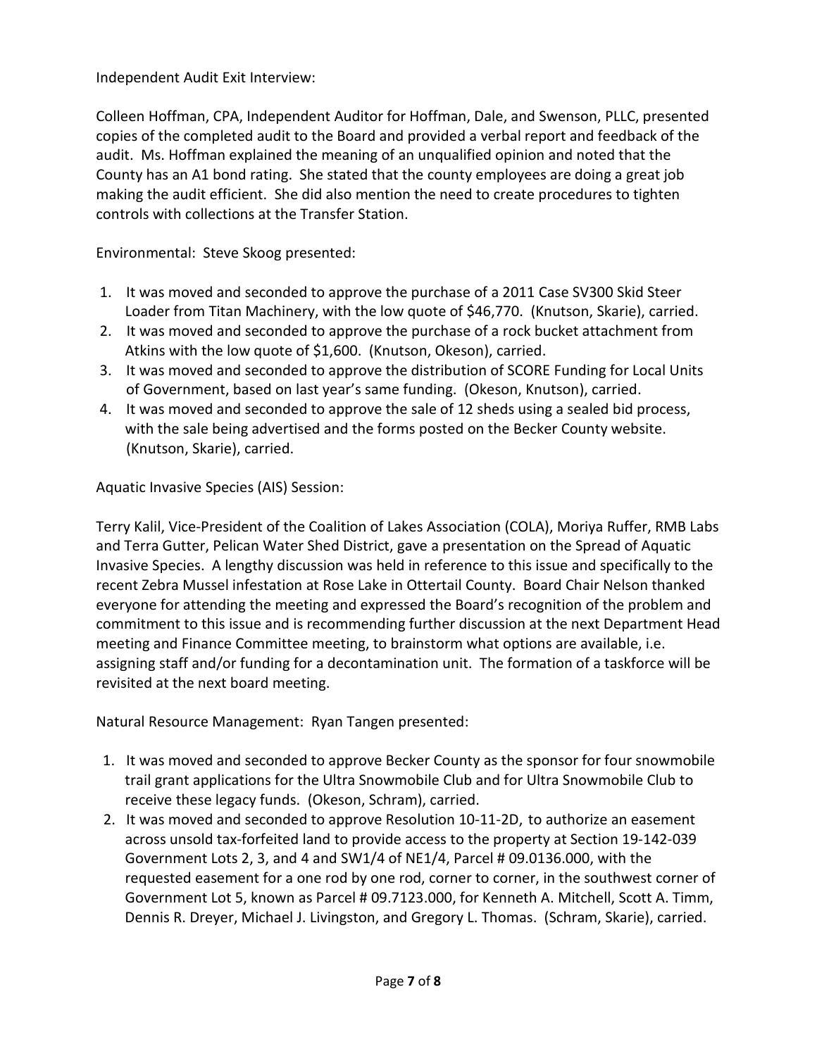Independent Audit Exit Interview:

Colleen Hoffman, CPA, Independent Auditor for Hoffman, Dale, and Swenson, PLLC, presented copies of the completed audit to the Board and provided a verbal report and feedback of the audit. Ms. Hoffman explained the meaning of an unqualified opinion and noted that the County has an A1 bond rating. She stated that the county employees are doing a great job making the audit efficient. She did also mention the need to create procedures to tighten controls with collections at the Transfer Station.

Environmental: Steve Skoog presented:

1. It was moved and seconded to approve the purchase of a 2011 Case SV300 Skid Steer Loader from Titan Machinery, with the low quote of $46,770. (Knutson, Skarie), carried.
2. It was moved and seconded to approve the purchase of a rock bucket attachment from Atkins with the low quote of $1,600. (Knutson, Okeson), carried.
3. It was moved and seconded to approve the distribution of SCORE Funding for Local Units of Government, based on last year's same funding. (Okeson, Knutson), carried.
4. It was moved and seconded to approve the sale of 12 sheds using a sealed bid process, with the sale being advertised and the forms posted on the Becker County website. (Knutson, Skarie), carried.

Aquatic Invasive Species (AIS) Session:

Terry Kalil, Vice-President of the Coalition of Lakes Association (COLA), Moriya Ruffer, RMB Labs and Terra Gutter, Pelican Water Shed District, gave a presentation on the Spread of Aquatic Invasive Species. A lengthy discussion was held in reference to this issue and specifically to the recent Zebra Mussel infestation at Rose Lake in Ottertail County. Board Chair Nelson thanked everyone for attending the meeting and expressed the Board's recognition of the problem and commitment to this issue and is recommending further discussion at the next Department Head meeting and Finance Committee meeting, to brainstorm what options are available, i.e. assigning staff and/or funding for a decontamination unit. The formation of a taskforce will be revisited at the next board meeting.

Natural Resource Management: Ryan Tangen presented:

1. It was moved and seconded to approve Becker County as the sponsor for four snowmobile trail grant applications for the Ultra Snowmobile Club and for Ultra Snowmobile Club to receive these legacy funds. (Okeson, Schram), carried.
2. It was moved and seconded to approve Resolution 10-11-2D, to authorize an easement across unsold tax-forfeited land to provide access to the property at Section 19-142-039 Government Lots 2, 3, and 4 and SW1/4 of NE1/4, Parcel # 09.0136.000, with the requested easement for a one rod by one rod, corner to corner, in the southwest corner of Government Lot 5, known as Parcel # 09.7123.000, for Kenneth A. Mitchell, Scott A. Timm, Dennis R. Dreyer, Michael J. Livingston, and Gregory L. Thomas. (Schram, Skarie), carried.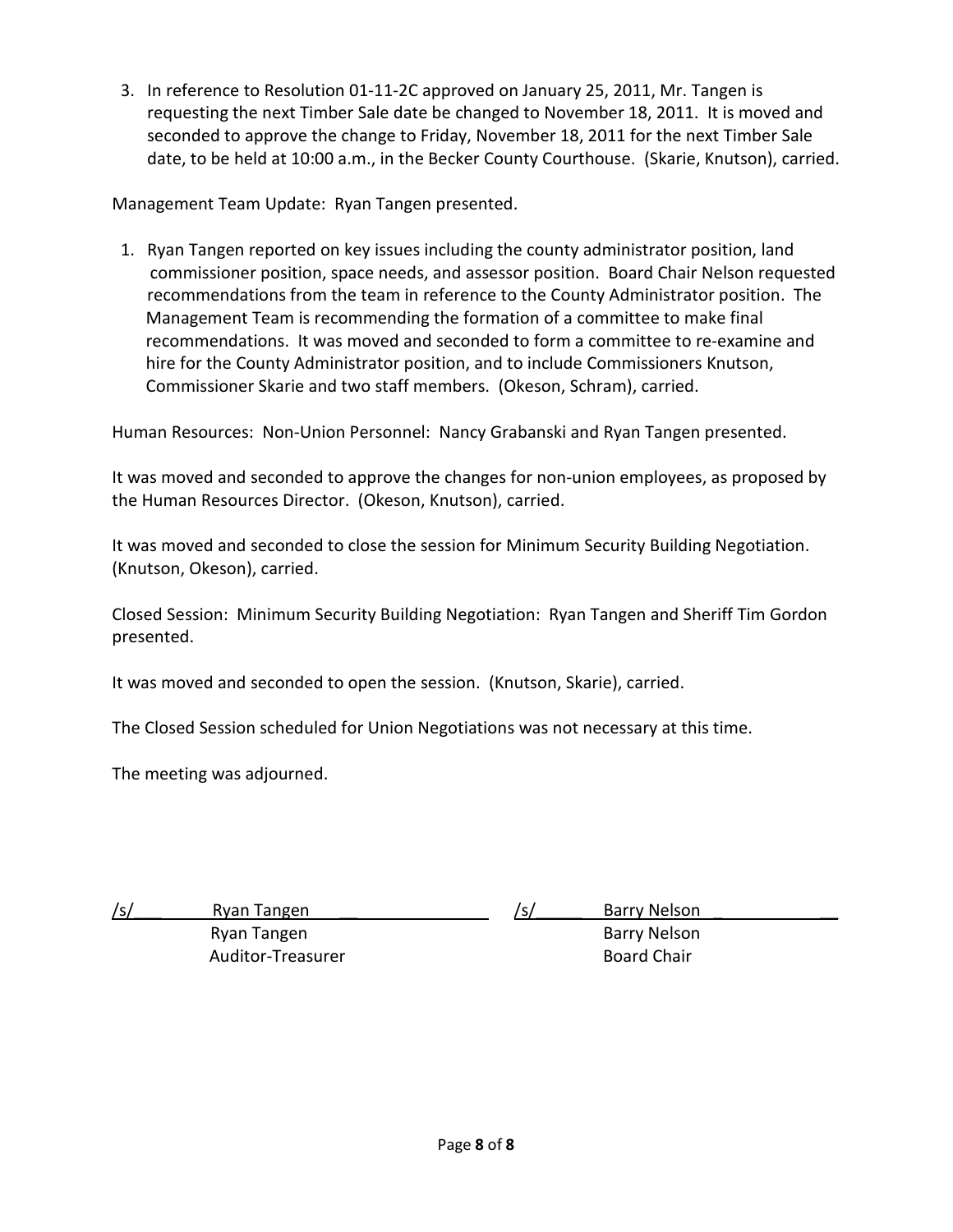3. In reference to Resolution 01-11-2C approved on January 25, 2011, Mr. Tangen is requesting the next Timber Sale date be changed to November 18, 2011. It is moved and seconded to approve the change to Friday, November 18, 2011 for the next Timber Sale date, to be held at 10:00 a.m., in the Becker County Courthouse. (Skarie, Knutson), carried.

Management Team Update: Ryan Tangen presented.

1. Ryan Tangen reported on key issues including the county administrator position, land commissioner position, space needs, and assessor position. Board Chair Nelson requested recommendations from the team in reference to the County Administrator position. The Management Team is recommending the formation of a committee to make final recommendations. It was moved and seconded to form a committee to re-examine and hire for the County Administrator position, and to include Commissioners Knutson, Commissioner Skarie and two staff members. (Okeson, Schram), carried.

Human Resources: Non-Union Personnel: Nancy Grabanski and Ryan Tangen presented.

It was moved and seconded to approve the changes for non-union employees, as proposed by the Human Resources Director. (Okeson, Knutson), carried.

It was moved and seconded to close the session for Minimum Security Building Negotiation. (Knutson, Okeson), carried.

Closed Session: Minimum Security Building Negotiation: Ryan Tangen and Sheriff Tim Gordon presented.

It was moved and seconded to open the session. (Knutson, Skarie), carried.

The Closed Session scheduled for Union Negotiations was not necessary at this time.

The meeting was adjourned.

/s/ Ryan Tangen
Ryan Tangen
Auditor-Treasurer

/s/ Barry Nelson
Barry Nelson
Board Chair